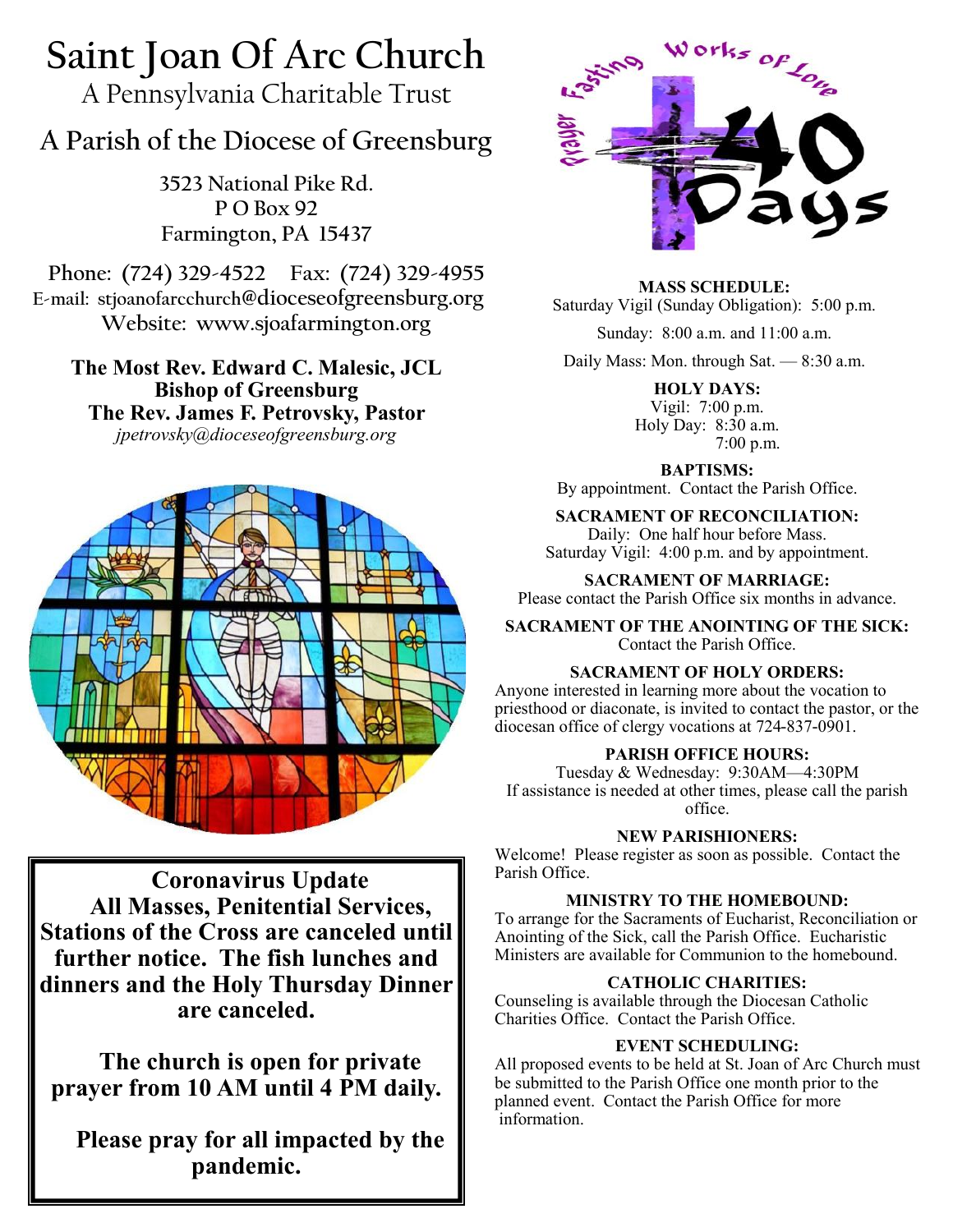# Saint Joan Of Arc Church

A Pennsylvania Charitable Trust

## A Parish of the Diocese of Greensburg

3523 National Pike Rd.
P O Box 92
Farmington, PA 15437

Phone: (724) 329-4522 Fax: (724) 329-4955
E-mail: stjoanofarcchurch@dioceseofgreensburg.org
Website: www.sjoafarmington.org

**The Most Rev. Edward C. Malesic, JCL**
**Bishop of Greensburg**
**The Rev. James F. Petrovsky, Pastor**
*jpetrovsky@dioceseofgreensburg.org*

**Coronavirus Update**
**All Masses, Penitential Services, Stations of the Cross are canceled until further notice. The fish lunches and dinners and the Holy Thursday Dinner are canceled.**

**The church is open for private prayer from 10 AM until 4 PM daily.**

**Please pray for all impacted by the pandemic.**

Works of Love · Fasting · Prayer · 40 Days

**MASS SCHEDULE:**
Saturday Vigil (Sunday Obligation): 5:00 p.m.

Sunday: 8:00 a.m. and 11:00 a.m.

Daily Mass: Mon. through Sat. — 8:30 a.m.

**HOLY DAYS:**
Vigil: 7:00 p.m.
Holy Day: 8:30 a.m.
7:00 p.m.

**BAPTISMS:**
By appointment. Contact the Parish Office.

**SACRAMENT OF RECONCILIATION:**
Daily: One half hour before Mass.
Saturday Vigil: 4:00 p.m. and by appointment.

**SACRAMENT OF MARRIAGE:**
Please contact the Parish Office six months in advance.

**SACRAMENT OF THE ANOINTING OF THE SICK:**
Contact the Parish Office.

**SACRAMENT OF HOLY ORDERS:**
Anyone interested in learning more about the vocation to priesthood or diaconate, is invited to contact the pastor, or the diocesan office of clergy vocations at 724-837-0901.

**PARISH OFFICE HOURS:**
Tuesday & Wednesday: 9:30AM—4:30PM
If assistance is needed at other times, please call the parish office.

**NEW PARISHIONERS:**
Welcome! Please register as soon as possible. Contact the Parish Office.

**MINISTRY TO THE HOMEBOUND:**
To arrange for the Sacraments of Eucharist, Reconciliation or Anointing of the Sick, call the Parish Office. Eucharistic Ministers are available for Communion to the homebound.

**CATHOLIC CHARITIES:**
Counseling is available through the Diocesan Catholic Charities Office. Contact the Parish Office.

**EVENT SCHEDULING:**
All proposed events to be held at St. Joan of Arc Church must be submitted to the Parish Office one month prior to the planned event. Contact the Parish Office for more information.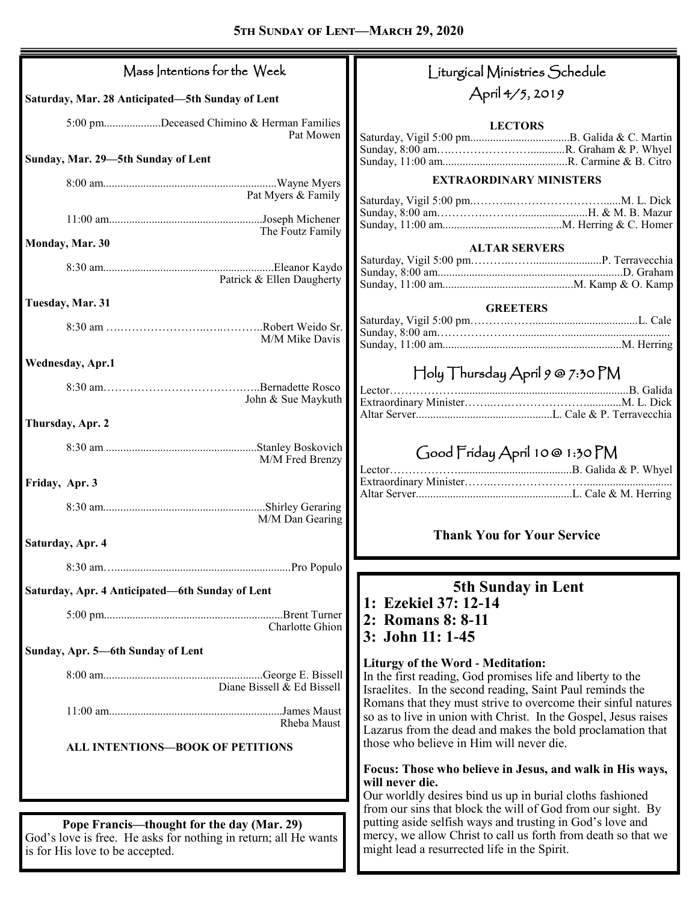## Mass Intentions for the Week

**Saturday, Mar. 28 Anticipated—5th Sunday of Lent**

5:00 pm....................Deceased Chimino & Herman Families
Pat Mowen

**Sunday, Mar. 29—5th Sunday of Lent**

8:00 am.............................................................Wayne Myers
Pat Myers & Family

11:00 am......................................................Joseph Michener
The Foutz Family

**Monday, Mar. 30**

8:30 am............................................................Eleanor Kaydo
Patrick & Ellen Daugherty

**Tuesday, Mar. 31**

8:30 am ……………………..…..………..Robert Weido Sr.
M/M Mike Davis

**Wednesday, Apr.1**

8:30 am……………………………….…..Bernadette Rosco
John & Sue Maykuth

**Thursday, Apr. 2**

8:30 am .....................................................Stanley Boskovich
M/M Fred Brenzy

**Friday, Apr. 3**

8:30 am.........................................................Shirley Gerаring
M/M Dan Gearing

**Saturday, Apr. 4**

8:30 am…..............................................................Pro Populo

**Saturday, Apr. 4 Anticipated—6th Sunday of Lent**

5:00 pm..............................................................Brent Turner
Charlotte Ghion

**Sunday, Apr. 5—6th Sunday of Lent**

8:00 am........................................................George E. Bissell
Diane Bissell & Ed Bissell

11:00 am.............................................................James Maust
Rheba Maust

**ALL INTENTIONS—BOOK OF PETITIONS**

**Pope Francis—thought for the day (Mar. 29)**
God's love is free. He asks for nothing in return; all He wants is for His love to be accepted.

## Liturgical Ministries Schedule
## April 4/5, 2019

**LECTORS**

Saturday, Vigil 5:00 pm...................................B. Galida & C. Martin
Sunday, 8:00 am….……………………............R. Graham & P. Whyel
Sunday, 11:00 am...........................................R. Carmine & B. Citro

**EXTRAORDINARY MINISTERS**

Saturday, Vigil 5:00 pm.………..……………………......M. L. Dick
Sunday, 8:00 am……………………......................H. & M. B. Mazur
Sunday, 11:00 am..........................................M. Herring & C. Homer

**ALTAR SERVERS**

Saturday, Vigil 5:00 pm………..…….........................P. Terravecchia
Sunday, 8:00 am..................................................................D. Graham
Sunday, 11:00 am..............................................M. Kamp & O. Kamp

**GREETERS**

Saturday, Vigil 5:00 pm……….……......................................L. Cale
Sunday, 8:00 am………………….............…......................................
Sunday, 11:00 am..............................................................M. Herring

### Holy Thursday April 9 @ 7:30 PM

Lector……………….............................................................B. Galida
Extraordinary Minister……..……………………............M. L. Dick
Altar Server...............................................L. Cale & P. Terravecchia

### Good Friday April 10 @ 1:30 PM

Lector……………….......................................B. Galida & P. Whyel
Extraordinary Minister……..……………………..............................
Altar Server......................................................L. Cale & M. Herring

**Thank You for Your Service**

## 5th Sunday in Lent

**1: Ezekiel 37: 12-14**
**2: Romans 8: 8-11**
**3: John 11: 1-45**

**Liturgy of the Word - Meditation:**
In the first reading, God promises life and liberty to the Israelites. In the second reading, Saint Paul reminds the Romans that they must strive to overcome their sinful natures so as to live in union with Christ. In the Gospel, Jesus raises Lazarus from the dead and makes the bold proclamation that those who believe in Him will never die.

**Focus: Those who believe in Jesus, and walk in His ways, will never die.**
Our worldly desires bind us up in burial cloths fashioned from our sins that block the will of God from our sight. By putting aside selfish ways and trusting in God's love and mercy, we allow Christ to call us forth from death so that we might lead a resurrected life in the Spirit.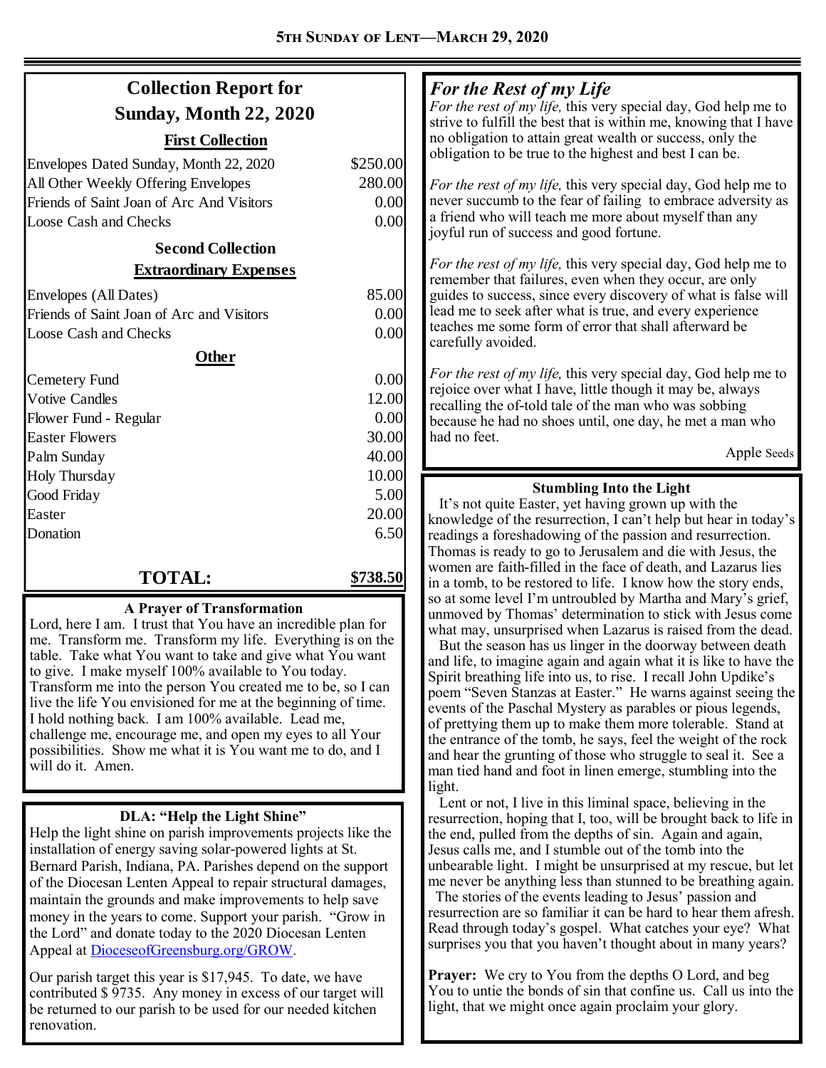## Collection Report for Sunday, Month 22, 2020

| | |
|---|---|
| **First Collection** | |
| Envelopes Dated Sunday, Month 22, 2020 | $250.00 |
| All Other Weekly Offering Envelopes | 280.00 |
| Friends of Saint Joan of Arc And Visitors | 0.00 |
| Loose Cash and Checks | 0.00 |
| **Second Collection** | |
| **Extraordinary Expenses** | |
| Envelopes (All Dates) | 85.00 |
| Friends of Saint Joan of Arc and Visitors | 0.00 |
| Loose Cash and Checks | 0.00 |
| **Other** | |
| Cemetery Fund | 0.00 |
| Votive Candles | 12.00 |
| Flower Fund - Regular | 0.00 |
| Easter Flowers | 30.00 |
| Palm Sunday | 40.00 |
| Holy Thursday | 10.00 |
| Good Friday | 5.00 |
| Easter | 20.00 |
| Donation | 6.50 |
| **TOTAL:** | **$738.50** |

### A Prayer of Transformation

Lord, here I am. I trust that You have an incredible plan for me. Transform me. Transform my life. Everything is on the table. Take what You want to take and give what You want to give. I make myself 100% available to You today. Transform me into the person You created me to be, so I can live the life You envisioned for me at the beginning of time. I hold nothing back. I am 100% available. Lead me, challenge me, encourage me, and open my eyes to all Your possibilities. Show me what it is You want me to do, and I will do it. Amen.

### DLA: "Help the Light Shine"

Help the light shine on parish improvements projects like the installation of energy saving solar-powered lights at St. Bernard Parish, Indiana, PA. Parishes depend on the support of the Diocesan Lenten Appeal to repair structural damages, maintain the grounds and make improvements to help save money in the years to come. Support your parish. "Grow in the Lord" and donate today to the 2020 Diocesan Lenten Appeal at DioceseofGreensburg.org/GROW.

Our parish target this year is $17,945. To date, we have contributed $ 9735. Any money in excess of our target will be returned to our parish to be used for our needed kitchen renovation.

## *For the Rest of my Life*

*For the rest of my life,* this very special day, God help me to strive to fulfill the best that is within me, knowing that I have no obligation to attain great wealth or success, only the obligation to be true to the highest and best I can be.

*For the rest of my life,* this very special day, God help me to never succumb to the fear of failing to embrace adversity as a friend who will teach me more about myself than any joyful run of success and good fortune.

*For the rest of my life,* this very special day, God help me to remember that failures, even when they occur, are only guides to success, since every discovery of what is false will lead me to seek after what is true, and every experience teaches me some form of error that shall afterward be carefully avoided.

*For the rest of my life,* this very special day, God help me to rejoice over what I have, little though it may be, always recalling the of-told tale of the man who was sobbing because he had no shoes until, one day, he met a man who had no feet.

Apple Seeds

### Stumbling Into the Light

It's not quite Easter, yet having grown up with the knowledge of the resurrection, I can't help but hear in today's readings a foreshadowing of the passion and resurrection. Thomas is ready to go to Jerusalem and die with Jesus, the women are faith-filled in the face of death, and Lazarus lies in a tomb, to be restored to life. I know how the story ends, so at some level I'm untroubled by Martha and Mary's grief, unmoved by Thomas' determination to stick with Jesus come what may, unsurprised when Lazarus is raised from the dead.

But the season has us linger in the doorway between death and life, to imagine again and again what it is like to have the Spirit breathing life into us, to rise. I recall John Updike's poem "Seven Stanzas at Easter." He warns against seeing the events of the Paschal Mystery as parables or pious legends, of prettying them up to make them more tolerable. Stand at the entrance of the tomb, he says, feel the weight of the rock and hear the grunting of those who struggle to seal it. See a man tied hand and foot in linen emerge, stumbling into the light.

Lent or not, I live in this liminal space, believing in the resurrection, hoping that I, too, will be brought back to life in the end, pulled from the depths of sin. Again and again, Jesus calls me, and I stumble out of the tomb into the unbearable light. I might be unsurprised at my rescue, but let me never be anything less than stunned to be breathing again.

The stories of the events leading to Jesus' passion and resurrection are so familiar it can be hard to hear them afresh. Read through today's gospel. What catches your eye? What surprises you that you haven't thought about in many years?

**Prayer:** We cry to You from the depths O Lord, and beg You to untie the bonds of sin that confine us. Call us into the light, that we might once again proclaim your glory.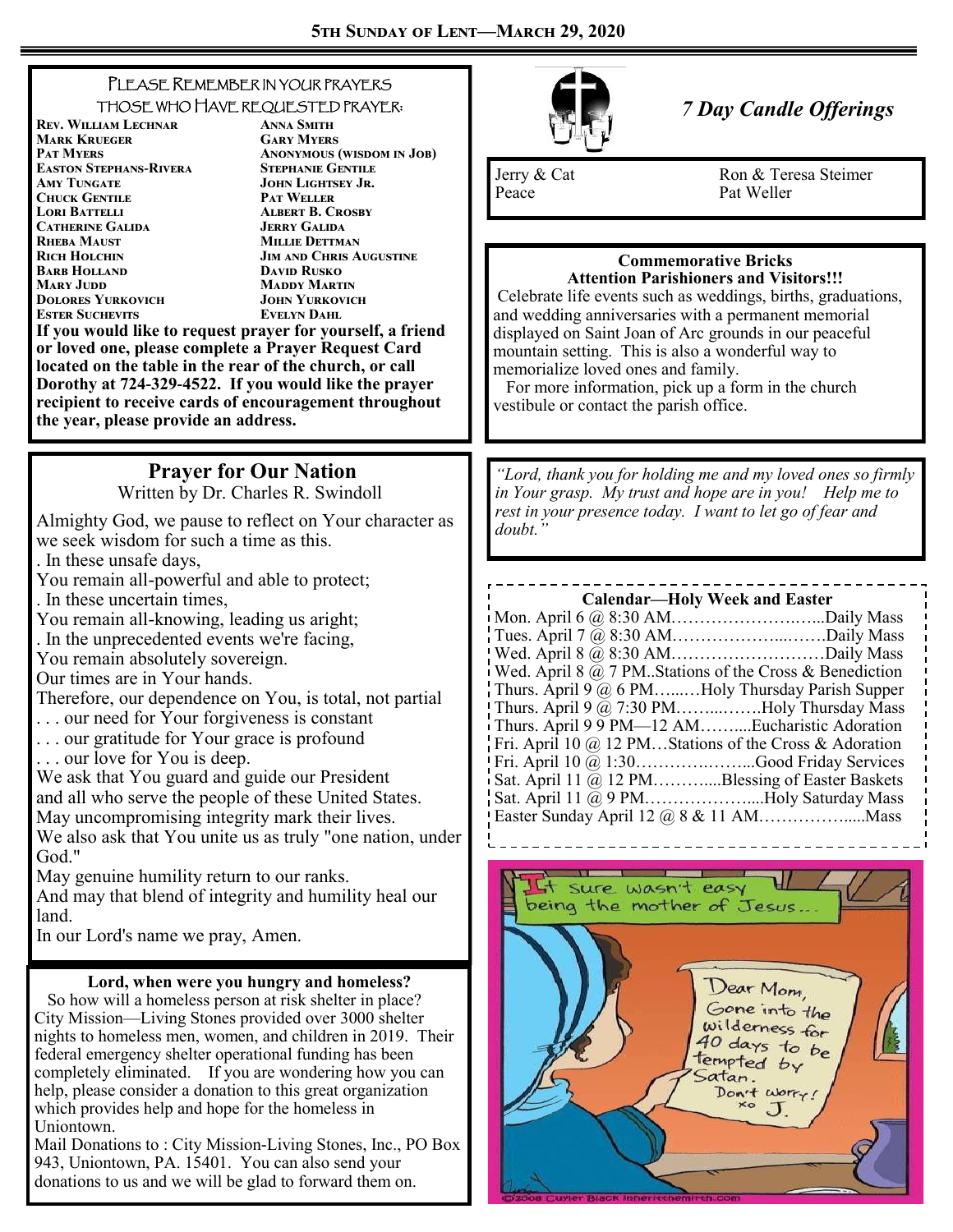## 5th Sunday of Lent—March 29, 2020

### Please Remember in Your Prayers Those Who Have Requested Prayer:

| | |
|---|---|
| Rev. William Lechnar | Anna Smith |
| Mark Krueger | Gary Myers |
| Pat Myers | Anonymous (Wisdom in Job) |
| Easton Stephans-Rivera | Stephanie Gentile |
| Amy Tungate | John Lightsey Jr. |
| Chuck Gentile | Pat Weller |
| Lori Battelli | Albert B. Crosby |
| Catherine Galida | Jerry Galida |
| Rheba Maust | Millie Dettman |
| Rich Holchin | Jim and Chris Augustine |
| Barb Holland | David Rusko |
| Mary Judd | Maddy Martin |
| Dolores Yurkovich | John Yurkovich |
| Ester Suchevits | Evelyn Dahl |

**If you would like to request prayer for yourself, a friend or loved one, please complete a Prayer Request Card located on the table in the rear of the church, or call Dorothy at 724-329-4522. If you would like the prayer recipient to receive cards of encouragement throughout the year, please provide an address.**

## Prayer for Our Nation

Written by Dr. Charles R. Swindoll

Almighty God, we pause to reflect on Your character as we seek wisdom for such a time as this.
. In these unsafe days,
You remain all-powerful and able to protect;
. In these uncertain times,
You remain all-knowing, leading us aright;
. In the unprecedented events we're facing,
You remain absolutely sovereign.
Our times are in Your hands.
Therefore, our dependence on You, is total, not partial
. . . our need for Your forgiveness is constant
. . . our gratitude for Your grace is profound
. . . our love for You is deep.
We ask that You guard and guide our President and all who serve the people of these United States.
May uncompromising integrity mark their lives.
We also ask that You unite us as truly "one nation, under God."
May genuine humility return to our ranks.
And may that blend of integrity and humility heal our land.
In our Lord's name we pray, Amen.

### Lord, when were you hungry and homeless?

So how will a homeless person at risk shelter in place? City Mission—Living Stones provided over 3000 shelter nights to homeless men, women, and children in 2019. Their federal emergency shelter operational funding has been completely eliminated. If you are wondering how you can help, please consider a donation to this great organization which provides help and hope for the homeless in Uniontown.

Mail Donations to : City Mission-Living Stones, Inc., PO Box 943, Uniontown, PA. 15401. You can also send your donations to us and we will be glad to forward them on.

## *7 Day Candle Offerings*

| | |
|---|---|
| Jerry & Cat | Ron & Teresa Steimer |
| Peace | Pat Weller |

### Commemorative Bricks
**Attention Parishioners and Visitors!!!**

Celebrate life events such as weddings, births, graduations, and wedding anniversaries with a permanent memorial displayed on Saint Joan of Arc grounds in our peaceful mountain setting. This is also a wonderful way to memorialize loved ones and family.

For more information, pick up a form in the church vestibule or contact the parish office.

*"Lord, thank you for holding me and my loved ones so firmly in Your grasp. My trust and hope are in you! Help me to rest in your presence today. I want to let go of fear and doubt."*

### Calendar—Holy Week and Easter

Mon. April 6 @ 8:30 AM……………………...Daily Mass
Tues. April 7 @ 8:30 AM………………...…….Daily Mass
Wed. April 8 @ 8:30 AM………………………Daily Mass
Wed. April 8 @ 7 PM..Stations of the Cross & Benediction
Thurs. April 9 @ 6 PM…...…Holy Thursday Parish Supper
Thurs. April 9 @ 7:30 PM……...…….Holy Thursday Mass
Thurs. April 9 9 PM—12 AM……....Eucharistic Adoration
Fri. April 10 @ 12 PM…Stations of the Cross & Adoration
Fri. April 10 @ 1:30………….……...Good Friday Services
Sat. April 11 @ 12 PM………....Blessing of Easter Baskets
Sat. April 11 @ 9 PM………………....Holy Saturday Mass
Easter Sunday April 12 @ 8 & 11 AM……………….....Mass

It sure wasn't easy being the mother of Jesus...

Dear Mom, Gone into the wilderness for 40 days to be tempted by Satan. Don't worry! xo J.

©2008 Cuyler Black inheritthemirth.com